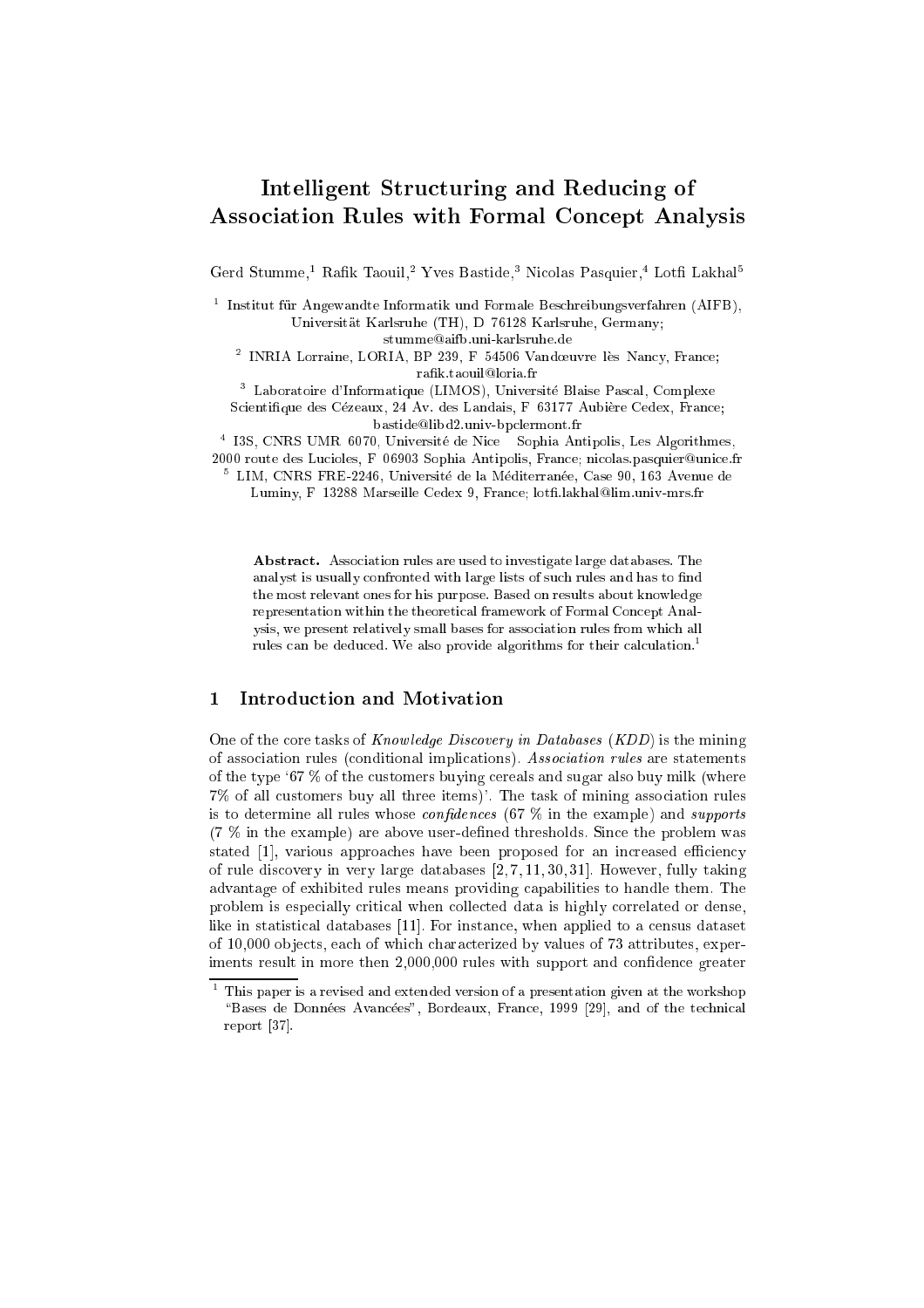# Intelligent Structuring and Reducing of Association Rules with Formal Concept Analysis

Gerd Stumme,[1] Rafik Taouil,[2] Yves Bastide,[3] Nicolas Pasquier,[4] Lotfi Lakhal[5]

[1] Institut für Angewandte Informatik und Formale Beschreibungsverfahren (AIFB), Universität Karlsruhe (TH), D 76128 Karlsruhe, Germany; stumme@aifb.uni-karlsruhe.de

[2] INRIA Lorraine, LORIA, BP 239, F 54506 Vandœuvre lès Nancy, France; rafik.taouil@loria.fr

[3] Laboratoire d'Informatique (LIMOS), Université Blaise Pascal, Complexe Scientifique des Cézeaux, 24 Av. des Landais, F 63177 Aubière Cedex, France; bastide@libd2.univ-bpclermont.fr

[4] I3S, CNRS UMR 6070, Université de Nice Sophia Antipolis, Les Algorithmes, 2000 route des Lucioles, F 06903 Sophia Antipolis, France; nicolas.pasquier@unice.fr

[5] LIM, CNRS FRE-2246, Université de la Méditerranée, Case 90, 163 Avenue de Luminy, F 13288 Marseille Cedex 9, France; lotfi.lakhal@lim.univ-mrs.fr

**Abstract.** Association rules are used to investigate large databases. The analyst is usually confronted with large lists of such rules and has to find the most relevant ones for his purpose. Based on results about knowledge representation within the theoretical framework of Formal Concept Analysis, we present relatively small bases for association rules from which all rules can be deduced. We also provide algorithms for their calculation.[1]

## 1 Introduction and Motivation

One of the core tasks of *Knowledge Discovery in Databases* (*KDD*) is the mining of association rules (conditional implications). *Association rules* are statements of the type '67 % of the customers buying cereals and sugar also buy milk (where 7% of all customers buy all three items)'. The task of mining association rules is to determine all rules whose *confidences* (67 % in the example) and *supports* (7 % in the example) are above user-defined thresholds. Since the problem was stated [1], various approaches have been proposed for an increased efficiency of rule discovery in very large databases [2, 7, 11, 30, 31]. However, fully taking advantage of exhibited rules means providing capabilities to handle them. The problem is especially critical when collected data is highly correlated or dense, like in statistical databases [11]. For instance, when applied to a census dataset of 10,000 objects, each of which characterized by values of 73 attributes, experiments result in more then 2,000,000 rules with support and confidence greater

[1] This paper is a revised and extended version of a presentation given at the workshop "Bases de Données Avancées", Bordeaux, France, 1999 [29], and of the technical report [37].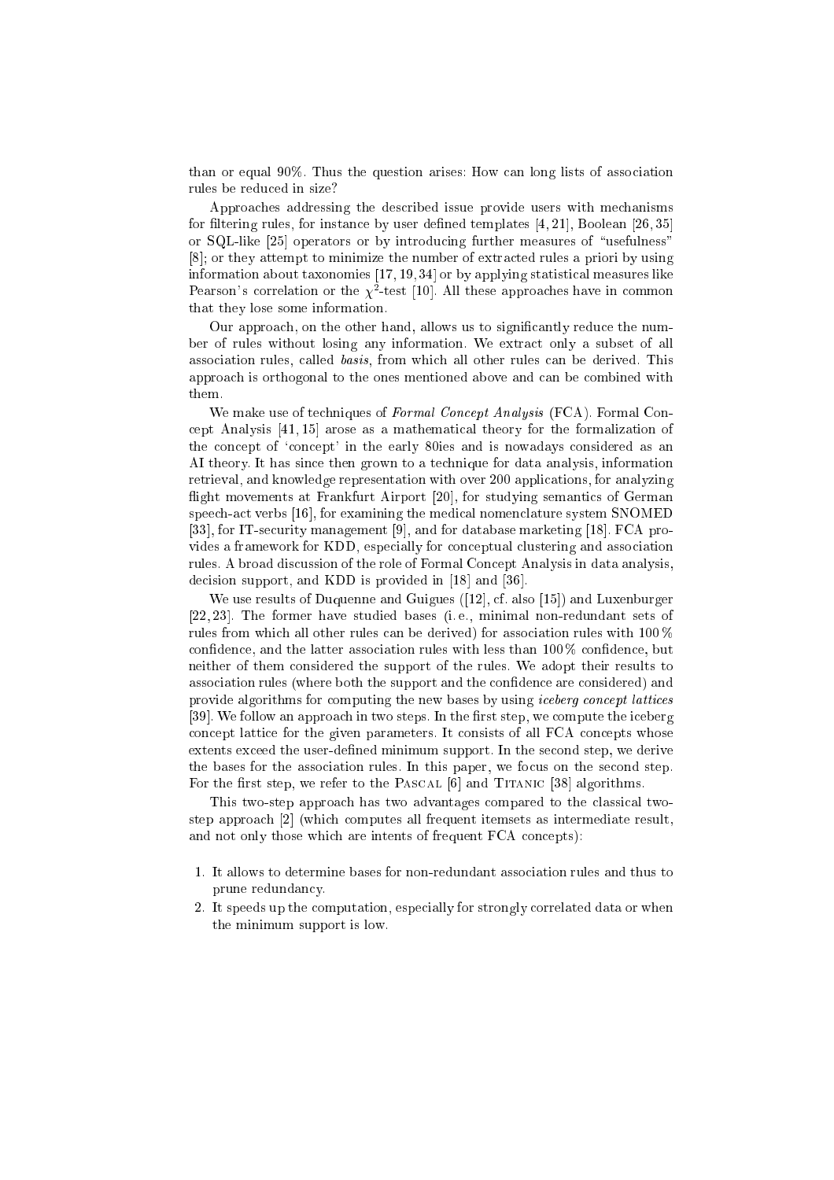than or equal 90%. Thus the question arises: How can long lists of association rules be reduced in size?

Approaches addressing the described issue provide users with mechanisms for filtering rules, for instance by user defined templates [4, 21], Boolean [26, 35] or SQL-like [25] operators or by introducing further measures of "usefulness" [8]; or they attempt to minimize the number of extracted rules a priori by using information about taxonomies [17, 19, 34] or by applying statistical measures like Pearson's correlation or the $\chi^2$-test [10]. All these approaches have in common that they lose some information.

Our approach, on the other hand, allows us to significantly reduce the number of rules without losing any information. We extract only a subset of all association rules, called *basis*, from which all other rules can be derived. This approach is orthogonal to the ones mentioned above and can be combined with them.

We make use of techniques of *Formal Concept Analysis* (FCA). Formal Concept Analysis [41, 15] arose as a mathematical theory for the formalization of the concept of 'concept' in the early 80ies and is nowadays considered as an AI theory. It has since then grown to a technique for data analysis, information retrieval, and knowledge representation with over 200 applications, for analyzing flight movements at Frankfurt Airport [20], for studying semantics of German speech-act verbs [16], for examining the medical nomenclature system SNOMED [33], for IT-security management [9], and for database marketing [18]. FCA provides a framework for KDD, especially for conceptual clustering and association rules. A broad discussion of the role of Formal Concept Analysis in data analysis, decision support, and KDD is provided in [18] and [36].

We use results of Duquenne and Guigues ([12], cf. also [15]) and Luxenburger [22, 23]. The former have studied bases (i. e., minimal non-redundant sets of rules from which all other rules can be derived) for association rules with 100 % confidence, and the latter association rules with less than 100 % confidence, but neither of them considered the support of the rules. We adopt their results to association rules (where both the support and the confidence are considered) and provide algorithms for computing the new bases by using *iceberg concept lattices* [39]. We follow an approach in two steps. In the first step, we compute the iceberg concept lattice for the given parameters. It consists of all FCA concepts whose extents exceed the user-defined minimum support. In the second step, we derive the bases for the association rules. In this paper, we focus on the second step. For the first step, we refer to the Pascal [6] and Titanic [38] algorithms.

This two-step approach has two advantages compared to the classical two-step approach [2] (which computes all frequent itemsets as intermediate result, and not only those which are intents of frequent FCA concepts):

1. It allows to determine bases for non-redundant association rules and thus to prune redundancy.
2. It speeds up the computation, especially for strongly correlated data or when the minimum support is low.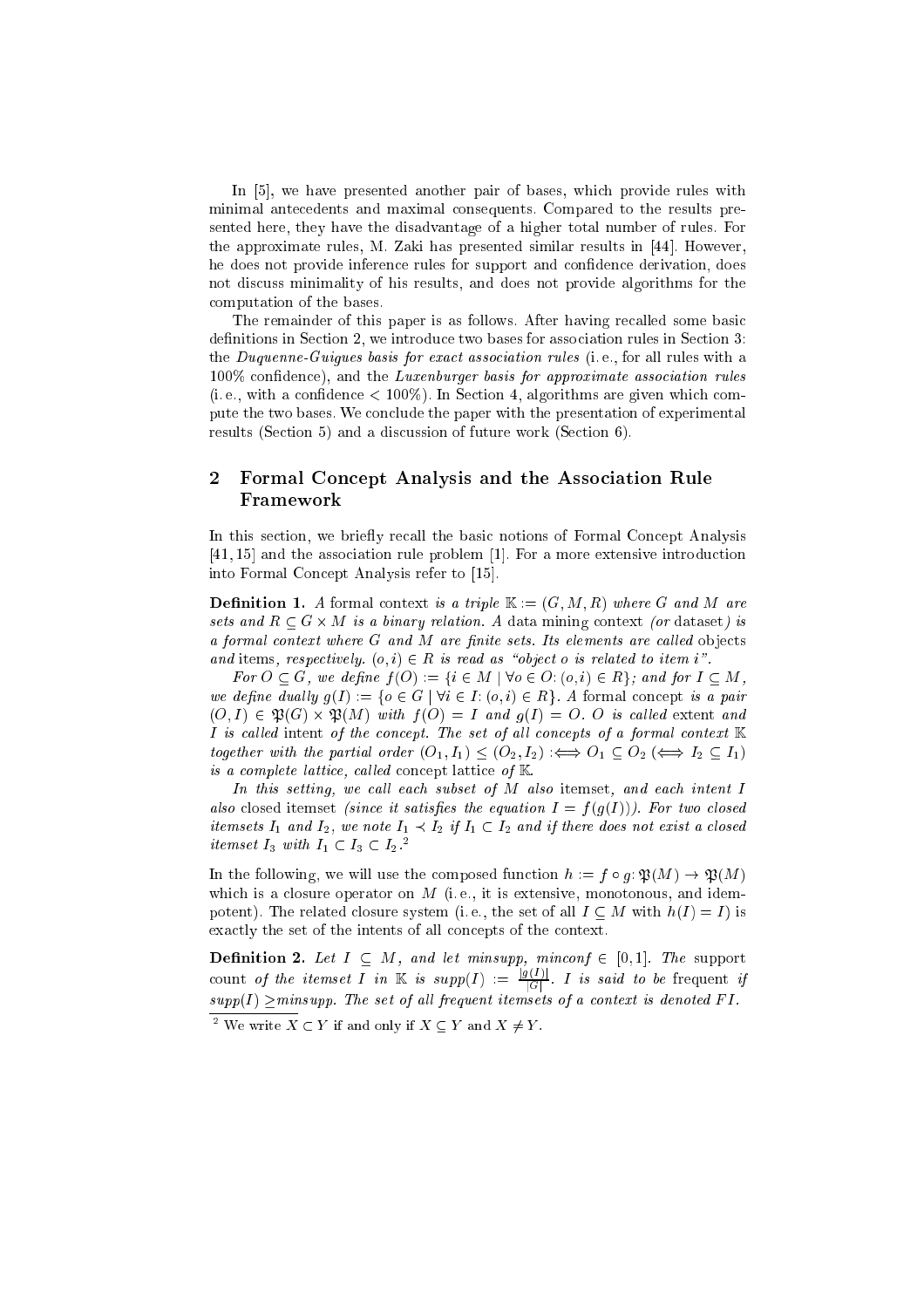In [5], we have presented another pair of bases, which provide rules with minimal antecedents and maximal consequents. Compared to the results presented here, they have the disadvantage of a higher total number of rules. For the approximate rules, M. Zaki has presented similar results in [44]. However, he does not provide inference rules for support and confidence derivation, does not discuss minimality of his results, and does not provide algorithms for the computation of the bases.

The remainder of this paper is as follows. After having recalled some basic definitions in Section 2, we introduce two bases for association rules in Section 3: the *Duquenne-Guigues basis for exact association rules* (i. e., for all rules with a 100% confidence), and the *Luxenburger basis for approximate association rules* (i. e., with a confidence < 100%). In Section 4, algorithms are given which compute the two bases. We conclude the paper with the presentation of experimental results (Section 5) and a discussion of future work (Section 6).

## 2 Formal Concept Analysis and the Association Rule Framework

In this section, we briefly recall the basic notions of Formal Concept Analysis [41, 15] and the association rule problem [1]. For a more extensive introduction into Formal Concept Analysis refer to [15].

**Definition 1.** *A* formal context *is a triple* $\mathbb{K} := (G, M, R)$ *where* $G$ *and* $M$ *are sets and* $R \subseteq G \times M$ *is a binary relation. A* data mining context *(or* dataset*) is a formal context where* $G$ *and* $M$ *are finite sets. Its elements are called* objects *and* items*, respectively.* $(o, i) \in R$ *is read as "object* $o$ *is related to item* $i$*".*

*For* $O \subseteq G$*, we define* $f(O) := \{i \in M \mid \forall o \in O \colon (o, i) \in R\}$*; and for* $I \subseteq M$*, we define dually* $g(I) := \{o \in G \mid \forall i \in I \colon (o, i) \in R\}$*. A* formal concept *is a pair* $(O, I) \in \mathfrak{P}(G) \times \mathfrak{P}(M)$ *with* $f(O) = I$ *and* $g(I) = O$*.* $O$ *is called* extent *and* $I$ *is called* intent *of the concept. The set of all concepts of a formal context* $\mathbb{K}$ *together with the partial order* $(O_1, I_1) \leq (O_2, I_2) :\Longleftrightarrow O_1 \subseteq O_2$ $(\Longleftrightarrow I_2 \subseteq I_1)$ *is a complete lattice, called* concept lattice *of* $\mathbb{K}$*.*

*In this setting, we call each subset of* $M$ *also* itemset*, and each intent* $I$ *also* closed itemset *(since it satisfies the equation* $I = f(g(I))$*). For two closed itemsets* $I_1$ *and* $I_2$*, we note* $I_1 \prec I_2$ *if* $I_1 \subset I_2$ *and if there does not exist a closed itemset* $I_3$ *with* $I_1 \subset I_3 \subset I_2$*.*[2]

In the following, we will use the composed function $h := f \circ g \colon \mathfrak{P}(M) \to \mathfrak{P}(M)$ which is a closure operator on $M$ (i. e., it is extensive, monotonous, and idempotent). The related closure system (i. e., the set of all $I \subseteq M$ with $h(I) = I$) is exactly the set of the intents of all concepts of the context.

**Definition 2.** *Let* $I \subseteq M$*, and let minsupp, minconf* $\in [0, 1]$*. The* support count *of the itemset* $I$ *in* $\mathbb{K}$ *is* $supp(I) := \frac{|g(I)|}{|G|}$*.* $I$ *is said to be* frequent *if* $supp(I) \geq minsupp$*. The set of all frequent itemsets of a context is denoted* $FI$*.*

[2] We write $X \subset Y$ if and only if $X \subseteq Y$ and $X \neq Y$.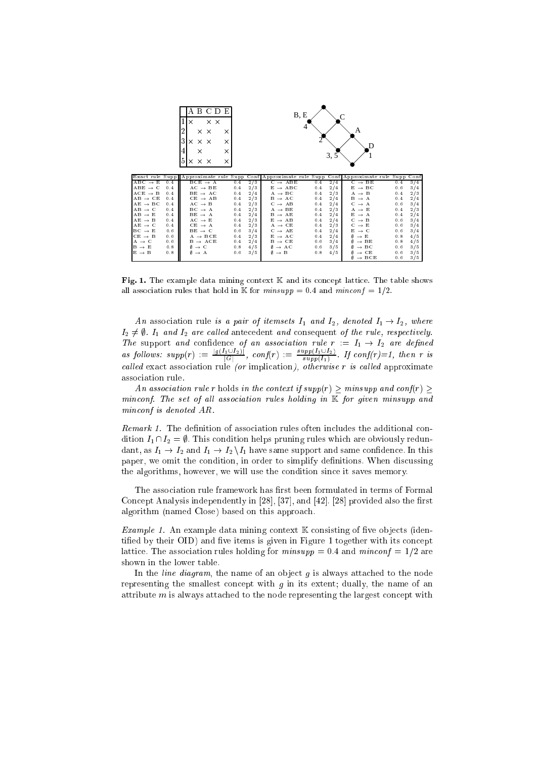|   | A | B | C | D | E |
|---|---|---|---|---|---|
| 1 | × |   | × | × |   |
| 2 |   | × | × |   | × |
| 3 | × | × | × |   | × |
| 4 |   | × |   |   | × |
| 5 | × | × | × |   | × |

| Exact rule | Supp | Approximate rule | Supp | Conf | Approximate rule | Supp | Conf | Approximate rule | Supp | Conf |
|---|---|---|---|---|---|---|---|---|---|---|
| ABC → E | 0.4 | BCE → A | 0.4 | 2/3 | C → ABE | 0.4 | 2/4 | C → BE | 0.4 | 3/4 |
| ABE → C | 0.4 | AC → BE | 0.4 | 2/3 | E → ABC | 0.4 | 2/4 | E → BC | 0.6 | 3/4 |
| ACE → B | 0.4 | BE → AC | 0.4 | 2/4 | A → BC | 0.4 | 2/3 | A → B | 0.4 | 2/3 |
| AB → CE | 0.4 | CE → AB | 0.4 | 2/3 | B → AC | 0.4 | 2/4 | B → A | 0.4 | 2/4 |
| AE → BC | 0.4 | AC → B | 0.4 | 2/3 | C → AB | 0.4 | 2/4 | C → A | 0.6 | 3/4 |
| AB → C | 0.4 | BC → A | 0.4 | 2/3 | A → BE | 0.4 | 2/3 | A → E | 0.4 | 2/3 |
| AB → E | 0.4 | BE → A | 0.4 | 2/4 | B → AE | 0.4 | 2/4 | E → A | 0.4 | 2/4 |
| AE → B | 0.4 | AC → E | 0.4 | 2/3 | E → AB | 0.4 | 2/4 | C → B | 0.6 | 3/4 |
| AE → C | 0.4 | CE → A | 0.4 | 2/3 | A → CE | 0.4 | 2/3 | C → E | 0.6 | 3/4 |
| BC → E | 0.6 | BE → C | 0.6 | 3/4 | C → AE | 0.4 | 2/4 | E → C | 0.6 | 3/4 |
| CE → B | 0.6 | A → BCE | 0.4 | 2/3 | E → AC | 0.4 | 2/4 | ∅ → E | 0.8 | 4/5 |
| A → C | 0.6 | B → ACE | 0.4 | 2/4 | B → CE | 0.6 | 3/4 | ∅ → BE | 0.8 | 4/5 |
| B → E | 0.8 | ∅ → C | 0.8 | 4/5 | ∅ → AC | 0.6 | 3/5 | ∅ → BC | 0.6 | 3/5 |
| E → B | 0.8 | ∅ → A | 0.6 | 3/5 | ∅ → B | 0.8 | 4/5 | ∅ → CE | 0.6 | 3/5 |
|   |   |   |   |   |   |   |   | ∅ → BCE | 0.6 | 3/5 |

**Fig. 1.** The example data mining context $\mathbb{K}$ and its concept lattice. The table shows all association rules that hold in $\mathbb{K}$ for $minsupp = 0.4$ and $minconf = 1/2$.

*An* association rule *is a pair of itemsets $I_1$ and $I_2$, denoted $I_1 \rightarrow I_2$, where $I_2 \neq \emptyset$. $I_1$ and $I_2$ are called* antecedent *and* consequent *of the rule, respectively. The* support *and* confidence *of an association rule $r := I_1 \rightarrow I_2$ are defined as follows: $supp(r) := \frac{|g(I_1 \cup I_2)|}{|G|}$, $conf(r) := \frac{supp(I_1 \cup I_2)}{supp(I_1)}$. If conf(r)=1, then r is called* exact association rule *(or* implication*), otherwise r is called* approximate association rule.

*An association rule r holds in the context if $supp(r) \geq minsupp$ and $conf(r) \geq minconf$. The set of all association rules holding in $\mathbb{K}$ for given minsupp and minconf is denoted AR.*

*Remark 1.* The definition of association rules often includes the additional condition $I_1 \cap I_2 = \emptyset$. This condition helps pruning rules which are obviously redundant, as $I_1 \rightarrow I_2$ and $I_1 \rightarrow I_2 \setminus I_1$ have same support and same confidence. In this paper, we omit the condition, in order to simplify definitions. When discussing the algorithms, however, we will use the condition since it saves memory.

The association rule framework has first been formulated in terms of Formal Concept Analysis independently in [28], [37], and [42]. [28] provided also the first algorithm (named Close) based on this approach.

*Example 1.* An example data mining context $\mathbb{K}$ consisting of five objects (identified by their OID) and five items is given in Figure 1 together with its concept lattice. The association rules holding for $minsupp = 0.4$ and $minconf = 1/2$ are shown in the lower table.

In the *line diagram*, the name of an object $g$ is always attached to the node representing the smallest concept with $g$ in its extent; dually, the name of an attribute $m$ is always attached to the node representing the largest concept with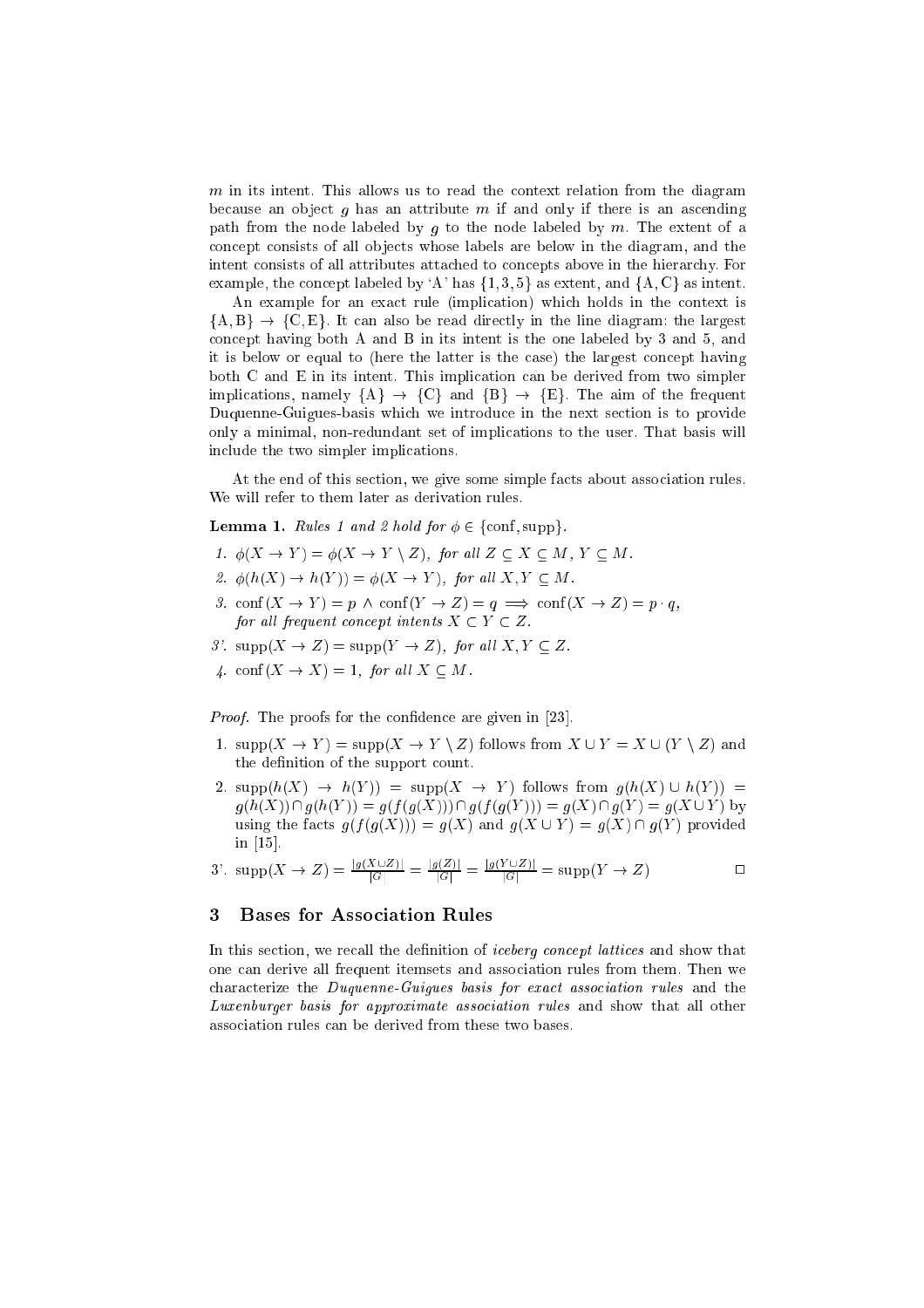$m$ in its intent. This allows us to read the context relation from the diagram because an object $g$ has an attribute $m$ if and only if there is an ascending path from the node labeled by $g$ to the node labeled by $m$. The extent of a concept consists of all objects whose labels are below in the diagram, and the intent consists of all attributes attached to concepts above in the hierarchy. For example, the concept labeled by 'A' has $\{1, 3, 5\}$ as extent, and $\{\mathrm{A}, \mathrm{C}\}$ as intent.

An example for an exact rule (implication) which holds in the context is $\{\mathrm{A}, \mathrm{B}\} \rightarrow \{\mathrm{C}, \mathrm{E}\}$. It can also be read directly in the line diagram: the largest concept having both A and B in its intent is the one labeled by 3 and 5, and it is below or equal to (here the latter is the case) the largest concept having both C and E in its intent. This implication can be derived from two simpler implications, namely $\{\mathrm{A}\} \rightarrow \{\mathrm{C}\}$ and $\{\mathrm{B}\} \rightarrow \{\mathrm{E}\}$. The aim of the frequent Duquenne-Guigues-basis which we introduce in the next section is to provide only a minimal, non-redundant set of implications to the user. That basis will include the two simpler implications.

At the end of this section, we give some simple facts about association rules. We will refer to them later as derivation rules.

**Lemma 1.** *Rules 1 and 2 hold for $\phi \in \{\mathrm{conf}, \mathrm{supp}\}$.*

1. $\phi(X \rightarrow Y) = \phi(X \rightarrow Y \setminus Z)$, *for all* $Z \subseteq X \subseteq M$, $Y \subseteq M$.
2. $\phi(h(X) \rightarrow h(Y)) = \phi(X \rightarrow Y)$, *for all* $X, Y \subseteq M$.
3. $\mathrm{conf}(X \rightarrow Y) = p \wedge \mathrm{conf}(Y \rightarrow Z) = q \implies \mathrm{conf}(X \rightarrow Z) = p \cdot q$, *for all frequent concept intents* $X \subset Y \subset Z$.

3'. $\mathrm{supp}(X \rightarrow Z) = \mathrm{supp}(Y \rightarrow Z)$, *for all* $X, Y \subseteq Z$.

4. $\mathrm{conf}(X \rightarrow X) = 1$, *for all* $X \subseteq M$.

*Proof.* The proofs for the confidence are given in [23].

1. $\mathrm{supp}(X \rightarrow Y) = \mathrm{supp}(X \rightarrow Y \setminus Z)$ follows from $X \cup Y = X \cup (Y \setminus Z)$ and the definition of the support count.
2. $\mathrm{supp}(h(X) \rightarrow h(Y)) = \mathrm{supp}(X \rightarrow Y)$ follows from $g(h(X) \cup h(Y)) = g(h(X)) \cap g(h(Y)) = g(f(g(X))) \cap g(f(g(Y))) = g(X) \cap g(Y) = g(X \cup Y)$ by using the facts $g(f(g(X))) = g(X)$ and $g(X \cup Y) = g(X) \cap g(Y)$ provided in [15].

3'. $\mathrm{supp}(X \rightarrow Z) = \frac{|g(X \cup Z)|}{|G|} = \frac{|g(Z)|}{|G|} = \frac{|g(Y \cup Z)|}{|G|} = \mathrm{supp}(Y \rightarrow Z)$ $\square$

## 3 Bases for Association Rules

In this section, we recall the definition of *iceberg concept lattices* and show that one can derive all frequent itemsets and association rules from them. Then we characterize the *Duquenne-Guigues basis for exact association rules* and the *Luxenburger basis for approximate association rules* and show that all other association rules can be derived from these two bases.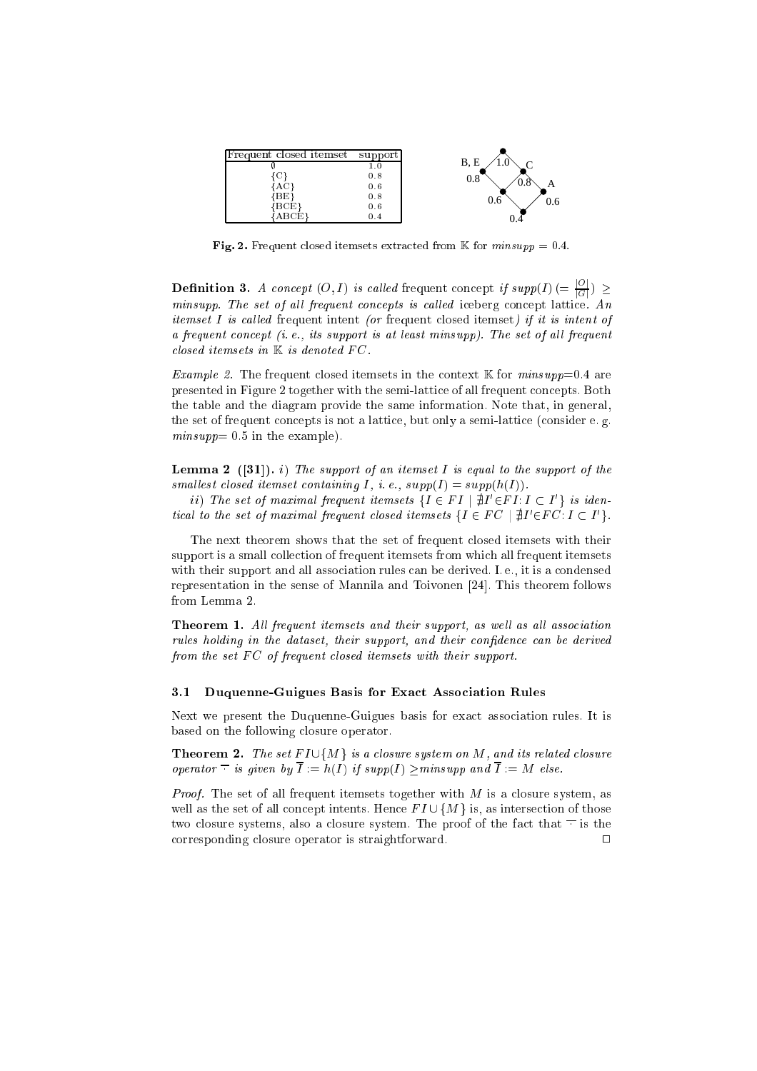| Frequent closed itemset | support |
|---|---|
| ∅ | 1.0 |
| {C} | 0.8 |
| {AC} | 0.6 |
| {BE} | 0.8 |
| {BCE} | 0.6 |
| {ABCE} | 0.4 |

**Fig. 2.** Frequent closed itemsets extracted from $\mathbb{K}$ for *minsupp* = 0.4.

**Definition 3.** *A concept* $(O, I)$ *is called* frequent concept *if* $supp(I)\ (= \frac{|O|}{|G|}) \geq$ *minsupp. The set of all frequent concepts is called* iceberg concept lattice. *An itemset* $I$ *is called* frequent intent *(or* frequent closed itemset*) if it is intent of a frequent concept (i. e., its support is at least minsupp). The set of all frequent closed itemsets in* $\mathbb{K}$ *is denoted* $FC$.

*Example 2.* The frequent closed itemsets in the context $\mathbb{K}$ for *minsupp*=0.4 are presented in Figure 2 together with the semi-lattice of all frequent concepts. Both the table and the diagram provide the same information. Note that, in general, the set of frequent concepts is not a lattice, but only a semi-lattice (consider e. g. *minsupp*= 0.5 in the example).

**Lemma 2 ([31]).** *i) The support of an itemset* $I$ *is equal to the support of the smallest closed itemset containing* $I$*, i. e.,* $supp(I) = supp(h(I))$.

*ii) The set of maximal frequent itemsets* $\{I \in FI \mid \nexists I' \in FI \colon I \subset I'\}$ *is identical to the set of maximal frequent closed itemsets* $\{I \in FC \mid \nexists I' \in FC \colon I \subset I'\}$.

The next theorem shows that the set of frequent closed itemsets with their support is a small collection of frequent itemsets from which all frequent itemsets with their support and all association rules can be derived. I. e., it is a condensed representation in the sense of Mannila and Toivonen [24]. This theorem follows from Lemma 2.

**Theorem 1.** *All frequent itemsets and their support, as well as all association rules holding in the dataset, their support, and their confidence can be derived from the set* $FC$ *of frequent closed itemsets with their support.*

### 3.1 Duquenne-Guigues Basis for Exact Association Rules

Next we present the Duquenne-Guigues basis for exact association rules. It is based on the following closure operator.

**Theorem 2.** *The set* $FI \cup \{M\}$ *is a closure system on* $M$*, and its related closure operator* $\overline{\cdot}$ *is given by* $\overline{I} := h(I)$ *if* $supp(I) \geq minsupp$ *and* $\overline{I} := M$ *else.*

*Proof.* The set of all frequent itemsets together with $M$ is a closure system, as well as the set of all concept intents. Hence $FI \cup \{M\}$ is, as intersection of those two closure systems, also a closure system. The proof of the fact that $\overline{\cdot}$ is the corresponding closure operator is straightforward. □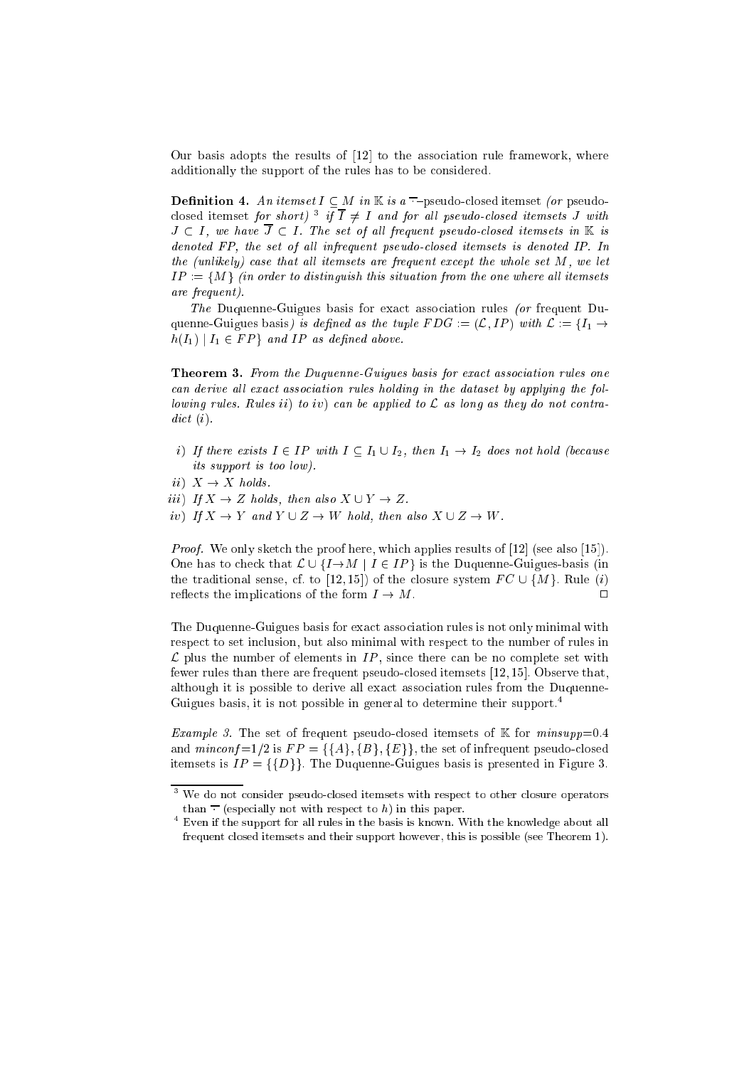Our basis adopts the results of [12] to the association rule framework, where additionally the support of the rules has to be considered.

**Definition 4.** *An itemset $I \subseteq M$ in $\mathbb{K}$ is a* $\overline{\cdot}$*–*pseudo-closed itemset *(or* pseudo-closed itemset *for short)* [3] *if $\overline{I} \neq I$ and for all pseudo-closed itemsets $J$ with $J \subset I$, we have $\overline{J} \subset I$. The set of all frequent pseudo-closed itemsets in $\mathbb{K}$ is denoted $FP$, the set of all infrequent pseudo-closed itemsets is denoted $IP$. In the (unlikely) case that all itemsets are frequent except the whole set $M$, we let $IP := \{M\}$ (in order to distinguish this situation from the one where all itemsets are frequent).*

*The* Duquenne-Guigues basis for exact association rules *(or* frequent Duquenne-Guigues basis*) is defined as the tuple $FDG := (\mathcal{L}, IP)$ with $\mathcal{L} := \{I_1 \rightarrow h(I_1) \mid I_1 \in FP\}$ and $IP$ as defined above.*

**Theorem 3.** *From the Duquenne-Guigues basis for exact association rules one can derive all exact association rules holding in the dataset by applying the following rules. Rules ii) to iv) can be applied to $\mathcal{L}$ as long as they do not contradict (i).*

- *i) If there exists $I \in IP$ with $I \subseteq I_1 \cup I_2$, then $I_1 \rightarrow I_2$ does not hold (because its support is too low).*
- *ii) $X \rightarrow X$ holds.*
- *iii) If $X \rightarrow Z$ holds, then also $X \cup Y \rightarrow Z$.*
- *iv) If $X \rightarrow Y$ and $Y \cup Z \rightarrow W$ hold, then also $X \cup Z \rightarrow W$.*

*Proof.* We only sketch the proof here, which applies results of [12] (see also [15]). One has to check that $\mathcal{L} \cup \{I \rightarrow M \mid I \in IP\}$ is the Duquenne-Guigues-basis (in the traditional sense, cf. to [12,15]) of the closure system $FC \cup \{M\}$. Rule (*i*) reflects the implications of the form $I \rightarrow M$. □

The Duquenne-Guigues basis for exact association rules is not only minimal with respect to set inclusion, but also minimal with respect to the number of rules in $\mathcal{L}$ plus the number of elements in $IP$, since there can be no complete set with fewer rules than there are frequent pseudo-closed itemsets [12,15]. Observe that, although it is possible to derive all exact association rules from the Duquenne-Guigues basis, it is not possible in general to determine their support.[4]

*Example 3.* The set of frequent pseudo-closed itemsets of $\mathbb{K}$ for *minsupp*=0.4 and *minconf*=1/2 is $FP = \{\{A\}, \{B\}, \{E\}\}$, the set of infrequent pseudo-closed itemsets is $IP = \{\{D\}\}$. The Duquenne-Guigues basis is presented in Figure 3.

---

[3] We do not consider pseudo-closed itemsets with respect to other closure operators than $\overline{\cdot}$ (especially not with respect to $h$) in this paper.

[4] Even if the support for all rules in the basis is known. With the knowledge about all frequent closed itemsets and their support however, this is possible (see Theorem 1).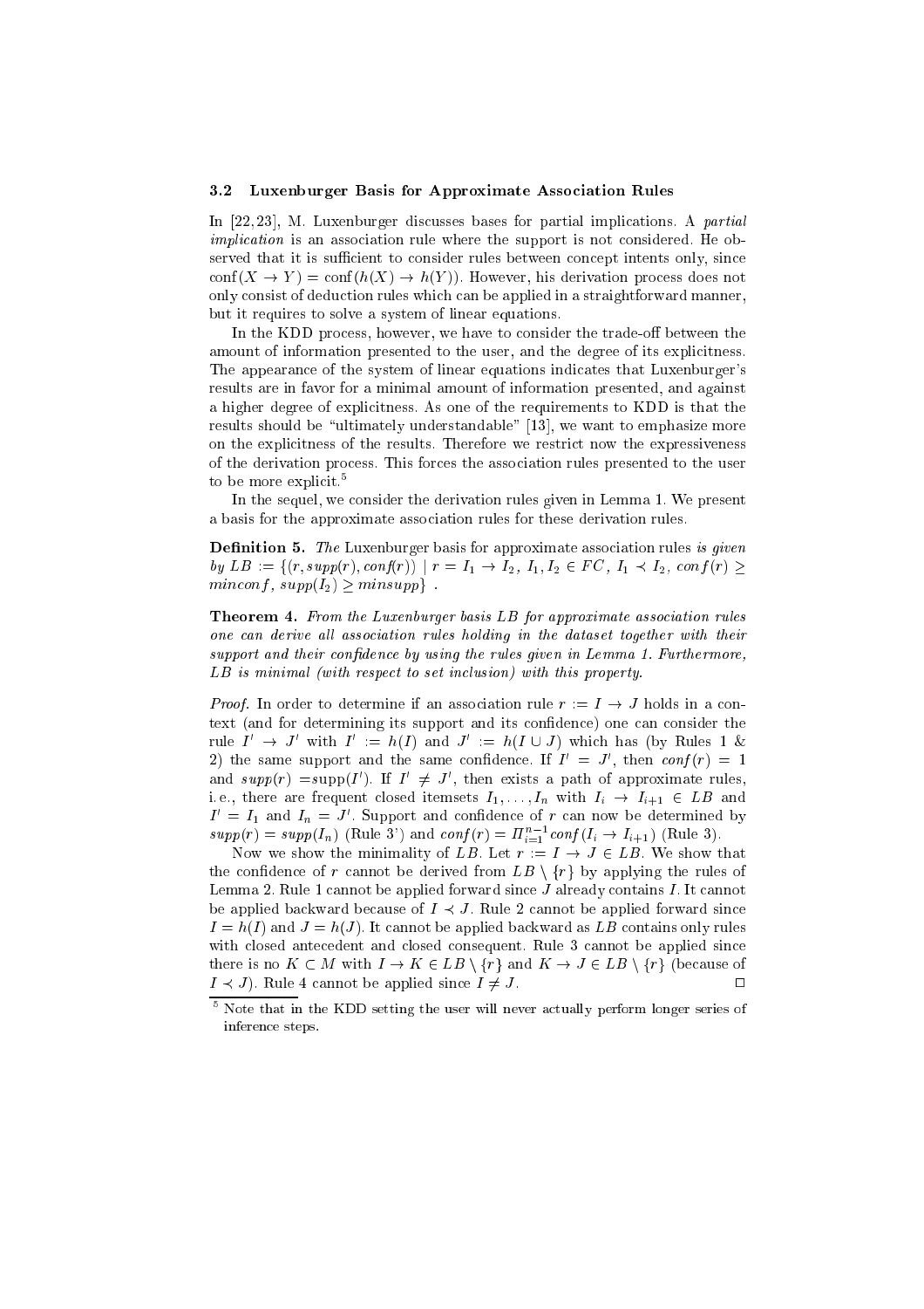### 3.2 Luxenburger Basis for Approximate Association Rules

In [22,23], M. Luxenburger discusses bases for partial implications. A *partial implication* is an association rule where the support is not considered. He observed that it is sufficient to consider rules between concept intents only, since $\text{conf}(X \to Y) = \text{conf}(h(X) \to h(Y))$. However, his derivation process does not only consist of deduction rules which can be applied in a straightforward manner, but it requires to solve a system of linear equations.

In the KDD process, however, we have to consider the trade-off between the amount of information presented to the user, and the degree of its explicitness. The appearance of the system of linear equations indicates that Luxenburger's results are in favor for a minimal amount of information presented, and against a higher degree of explicitness. As one of the requirements to KDD is that the results should be "ultimately understandable" [13], we want to emphasize more on the explicitness of the results. Therefore we restrict now the expressiveness of the derivation process. This forces the association rules presented to the user to be more explicit.[5]

In the sequel, we consider the derivation rules given in Lemma 1. We present a basis for the approximate association rules for these derivation rules.

**Definition 5.** *The* Luxenburger basis for approximate association rules *is given by* $LB := \{(r, supp(r), conf(r)) \mid r = I_1 \to I_2,\ I_1, I_2 \in FC,\ I_1 \prec I_2,\ conf(r) \geq minconf,\ supp(I_2) \geq minsupp\}$ .

**Theorem 4.** *From the Luxenburger basis LB for approximate association rules one can derive all association rules holding in the dataset together with their support and their confidence by using the rules given in Lemma 1. Furthermore, LB is minimal (with respect to set inclusion) with this property.*

*Proof.* In order to determine if an association rule $r := I \to J$ holds in a context (and for determining its support and its confidence) one can consider the rule $I' \to J'$ with $I' := h(I)$ and $J' := h(I \cup J)$ which has (by Rules 1 & 2) the same support and the same confidence. If $I' = J'$, then $conf(r) = 1$ and $supp(r) = \text{supp}(I')$. If $I' \neq J'$, then exists a path of approximate rules, i.e., there are frequent closed itemsets $I_1, \ldots, I_n$ with $I_i \to I_{i+1} \in LB$ and $I' = I_1$ and $I_n = J'$. Support and confidence of $r$ can now be determined by $supp(r) = supp(I_n)$ (Rule 3') and $conf(r) = \Pi_{i=1}^{n-1} conf(I_i \to I_{i+1})$ (Rule 3).

Now we show the minimality of $LB$. Let $r := I \to J \in LB$. We show that the confidence of $r$ cannot be derived from $LB \setminus \{r\}$ by applying the rules of Lemma 2. Rule 1 cannot be applied forward since $J$ already contains $I$. It cannot be applied backward because of $I \prec J$. Rule 2 cannot be applied forward since $I = h(I)$ and $J = h(J)$. It cannot be applied backward as $LB$ contains only rules with closed antecedent and closed consequent. Rule 3 cannot be applied since there is no $K \subset M$ with $I \to K \in LB \setminus \{r\}$ and $K \to J \in LB \setminus \{r\}$ (because of $I \prec J$). Rule 4 cannot be applied since $I \neq J$. □

[5] Note that in the KDD setting the user will never actually perform longer series of inference steps.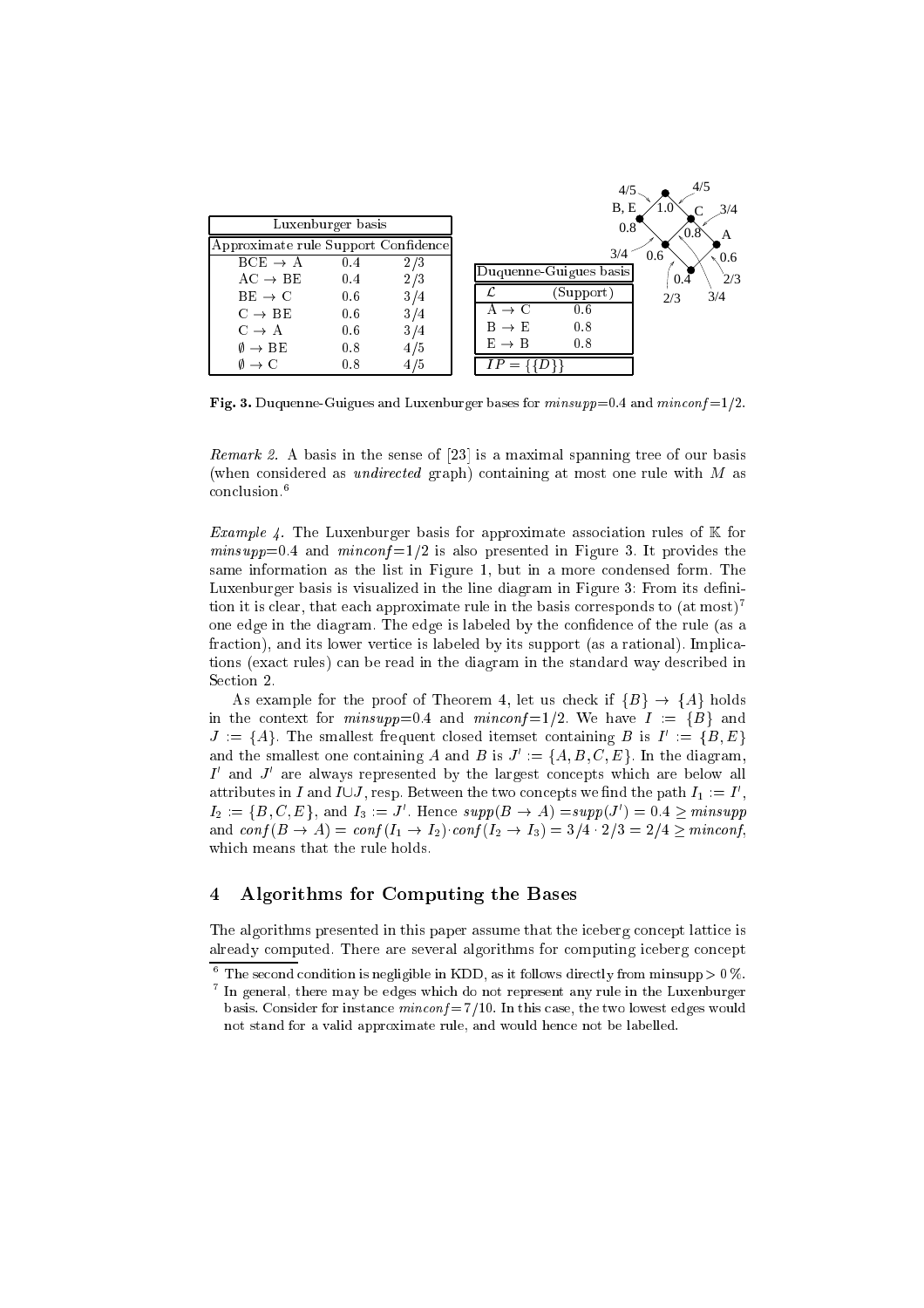| Luxenburger basis | | |
|---|---|---|
| Approximate rule | Support | Confidence |
| BCE → A | 0.4 | 2/3 |
| AC → BE | 0.4 | 2/3 |
| BE → C | 0.6 | 3/4 |
| C → BE | 0.6 | 3/4 |
| C → A | 0.6 | 3/4 |
| ∅ → BE | 0.8 | 4/5 |
| ∅ → C | 0.8 | 4/5 |

| Duquenne-Guigues basis | |
|---|---|
| $\mathcal{L}$ | (Support) |
| A → C | 0.6 |
| B → E | 0.8 |
| E → B | 0.8 |
| $IP = \{\{D\}\}$ | |

**Fig. 3.** Duquenne-Guigues and Luxenburger bases for *minsupp*=0.4 and *minconf*=1/2.

*Remark 2.* A basis in the sense of [23] is a maximal spanning tree of our basis (when considered as *undirected* graph) containing at most one rule with $M$ as conclusion.[6]

*Example 4.* The Luxenburger basis for approximate association rules of $\mathbb{K}$ for *minsupp*=0.4 and *minconf*=1/2 is also presented in Figure 3. It provides the same information as the list in Figure 1, but in a more condensed form. The Luxenburger basis is visualized in the line diagram in Figure 3: From its definition it is clear, that each approximate rule in the basis corresponds to (at most)[7] one edge in the diagram. The edge is labeled by the confidence of the rule (as a fraction), and its lower vertice is labeled by its support (as a rational). Implications (exact rules) can be read in the diagram in the standard way described in Section 2.

As example for the proof of Theorem 4, let us check if $\{B\} \to \{A\}$ holds in the context for *minsupp*=0.4 and *minconf*=1/2. We have $I := \{B\}$ and $J := \{A\}$. The smallest frequent closed itemset containing $B$ is $I' := \{B, E\}$ and the smallest one containing $A$ and $B$ is $J' := \{A, B, C, E\}$. In the diagram, $I'$ and $J'$ are always represented by the largest concepts which are below all attributes in $I$ and $I \cup J$, resp. Between the two concepts we find the path $I_1 := I'$, $I_2 := \{B, C, E\}$, and $I_3 := J'$. Hence $supp(B \to A) = supp(J') = 0.4 \geq minsupp$ and $conf(B \to A) = conf(I_1 \to I_2) \cdot conf(I_2 \to I_3) = 3/4 \cdot 2/3 = 2/4 \geq minconf$, which means that the rule holds.

## 4 Algorithms for Computing the Bases

The algorithms presented in this paper assume that the iceberg concept lattice is already computed. There are several algorithms for computing iceberg concept

[6] The second condition is negligible in KDD, as it follows directly from minsupp > 0 %.

[7] In general, there may be edges which do not represent any rule in the Luxenburger basis. Consider for instance *minconf*=7/10. In this case, the two lowest edges would not stand for a valid approximate rule, and would hence not be labelled.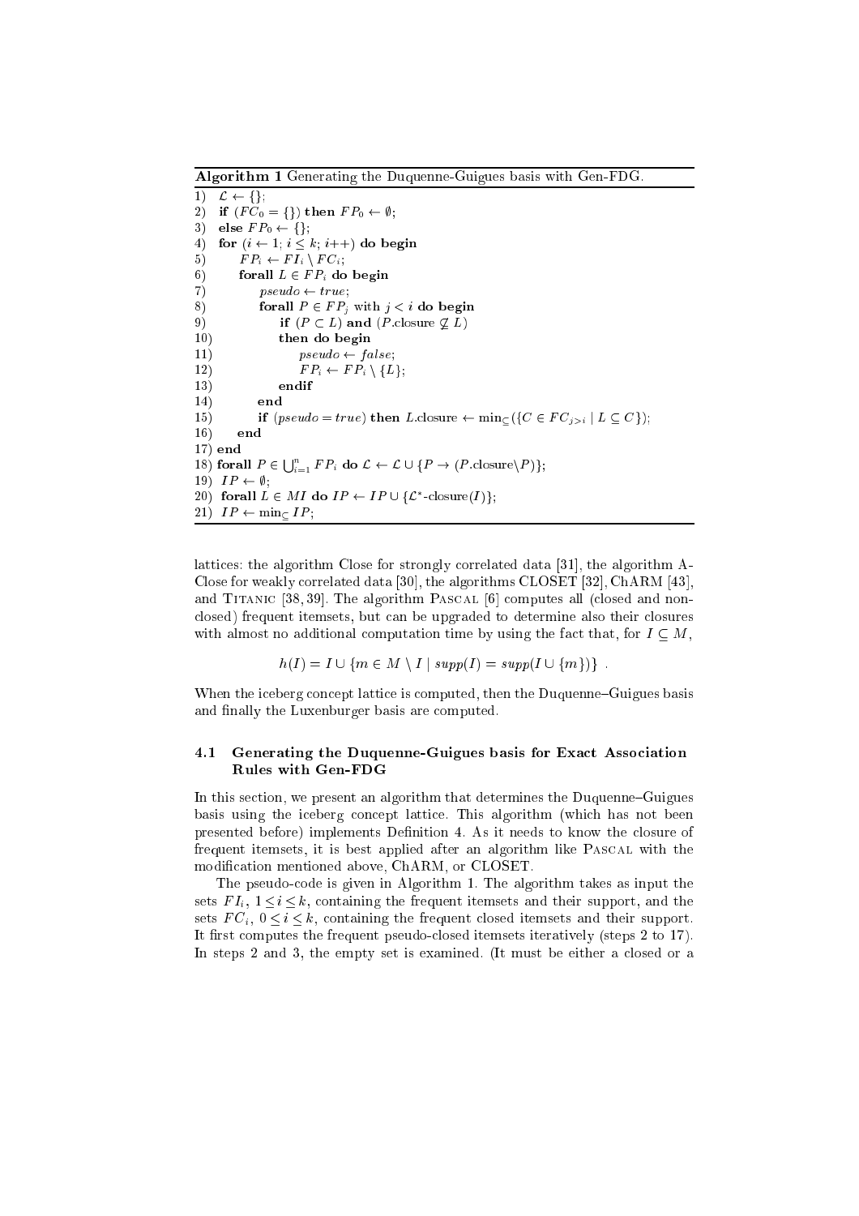**Algorithm 1** Generating the Duquenne-Guigues basis with Gen-FDG.

```
1)  L ← {};
2)  if (FC_0 = {}) then FP_0 ← ∅;
3)  else FP_0 ← {};
4)  for (i ← 1; i ≤ k; i++) do begin
5)      FP_i ← FI_i \ FC_i;
6)      forall L ∈ FP_i do begin
7)          pseudo ← true;
8)          forall P ∈ FP_j with j < i do begin
9)              if (P ⊂ L) and (P.closure ⊄ L)
10)             then do begin
11)                 pseudo ← false;
12)                 FP_i ← FP_i \ {L};
13)             endif
14)         end
15)         if (pseudo = true) then L.closure ← min_⊆({C ∈ FC_{j>i} | L ⊆ C});
16)     end
17) end
18) forall P ∈ ⋃_{i=1}^{n} FP_i do L ← L ∪ {P → (P.closure\P)};
19) IP ← ∅;
20) forall L ∈ MI do IP ← IP ∪ {L*-closure(I)};
21) IP ← min_⊆ IP;
```

lattices: the algorithm Close for strongly correlated data [31], the algorithm A-Close for weakly correlated data [30], the algorithms CLOSET [32], ChARM [43], and Titanic [38, 39]. The algorithm Pascal [6] computes all (closed and non-closed) frequent itemsets, but can be upgraded to determine also their closures with almost no additional computation time by using the fact that, for $I \subseteq M$,

$$h(I) = I \cup \{m \in M \setminus I \mid supp(I) = supp(I \cup \{m\})\} \ .$$

When the iceberg concept lattice is computed, then the Duquenne–Guigues basis and finally the Luxenburger basis are computed.

### 4.1 Generating the Duquenne-Guigues basis for Exact Association Rules with Gen-FDG

In this section, we present an algorithm that determines the Duquenne–Guigues basis using the iceberg concept lattice. This algorithm (which has not been presented before) implements Definition 4. As it needs to know the closure of frequent itemsets, it is best applied after an algorithm like Pascal with the modification mentioned above, ChARM, or CLOSET.

The pseudo-code is given in Algorithm 1. The algorithm takes as input the sets $FI_i$, $1 \le i \le k$, containing the frequent itemsets and their support, and the sets $FC_i$, $0 \le i \le k$, containing the frequent closed itemsets and their support. It first computes the frequent pseudo-closed itemsets iteratively (steps 2 to 17). In steps 2 and 3, the empty set is examined. (It must be either a closed or a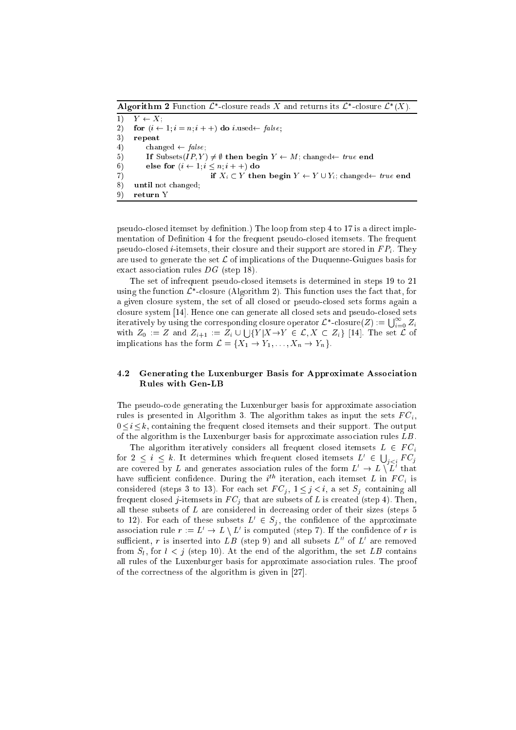**Algorithm 2** Function $\mathcal{L}^*$-closure reads $X$ and returns its $\mathcal{L}^*$-closure $\mathcal{L}^*(X)$.

```
1)  Y ← X;
2)  for (i ← 1; i = n; i++) do i.used ← false;
3)  repeat
4)      changed ← false;
5)      If Subsets(IP, Y) ≠ ∅ then begin Y ← M; changed ← true end
6)      else for (i ← 1; i ≤ n; i++) do
7)                  if X_i ⊂ Y then begin Y ← Y ∪ Y_i; changed ← true end
8)  until not changed;
9)  return Y
```

pseudo-closed itemset by definition.) The loop from step 4 to 17 is a direct implementation of Definition 4 for the frequent pseudo-closed itemsets. The frequent pseudo-closed $i$-itemsets, their closure and their support are stored in $FP_i$. They are used to generate the set $\mathcal{L}$ of implications of the Duquenne-Guigues basis for exact association rules $DG$ (step 18).

The set of infrequent pseudo-closed itemsets is determined in steps 19 to 21 using the function $\mathcal{L}^*$-closure (Algorithm 2). This function uses the fact that, for a given closure system, the set of all closed or pseudo-closed sets forms again a closure system [14]. Hence one can generate all closed sets and pseudo-closed sets iteratively by using the corresponding closure operator $\mathcal{L}^*\text{-closure}(Z) := \bigcup_{i=0}^{\infty} Z_i$ with $Z_0 := Z$ and $Z_{i+1} := Z_i \cup \bigcup\{Y | X \rightarrow Y \in \mathcal{L}, X \subset Z_i\}$ [14]. The set $\mathcal{L}$ of implications has the form $\mathcal{L} = \{X_1 \rightarrow Y_1, \ldots, X_n \rightarrow Y_n\}$.

### 4.2 Generating the Luxenburger Basis for Approximate Association Rules with Gen-LB

The pseudo-code generating the Luxenburger basis for approximate association rules is presented in Algorithm 3. The algorithm takes as input the sets $FC_i$, $0 \leq i \leq k$, containing the frequent closed itemsets and their support. The output of the algorithm is the Luxenburger basis for approximate association rules $LB$.

The algorithm iteratively considers all frequent closed itemsets $L \in FC_i$ for $2 \leq i \leq k$. It determines which frequent closed itemsets $L' \in \bigcup_{j<i} FC_j$ are covered by $L$ and generates association rules of the form $L' \rightarrow L \setminus L'$ that have sufficient confidence. During the $i^{th}$ iteration, each itemset $L$ in $FC_i$ is considered (steps 3 to 13). For each set $FC_j$, $1 \leq j < i$, a set $S_j$ containing all frequent closed $j$-itemsets in $FC_j$ that are subsets of $L$ is created (step 4). Then, all these subsets of $L$ are considered in decreasing order of their sizes (steps 5 to 12). For each of these subsets $L' \in S_j$, the confidence of the approximate association rule $r := L' \rightarrow L \setminus L'$ is computed (step 7). If the confidence of $r$ is sufficient, $r$ is inserted into $LB$ (step 9) and all subsets $L''$ of $L'$ are removed from $S_l$, for $l < j$ (step 10). At the end of the algorithm, the set $LB$ contains all rules of the Luxenburger basis for approximate association rules. The proof of the correctness of the algorithm is given in [27].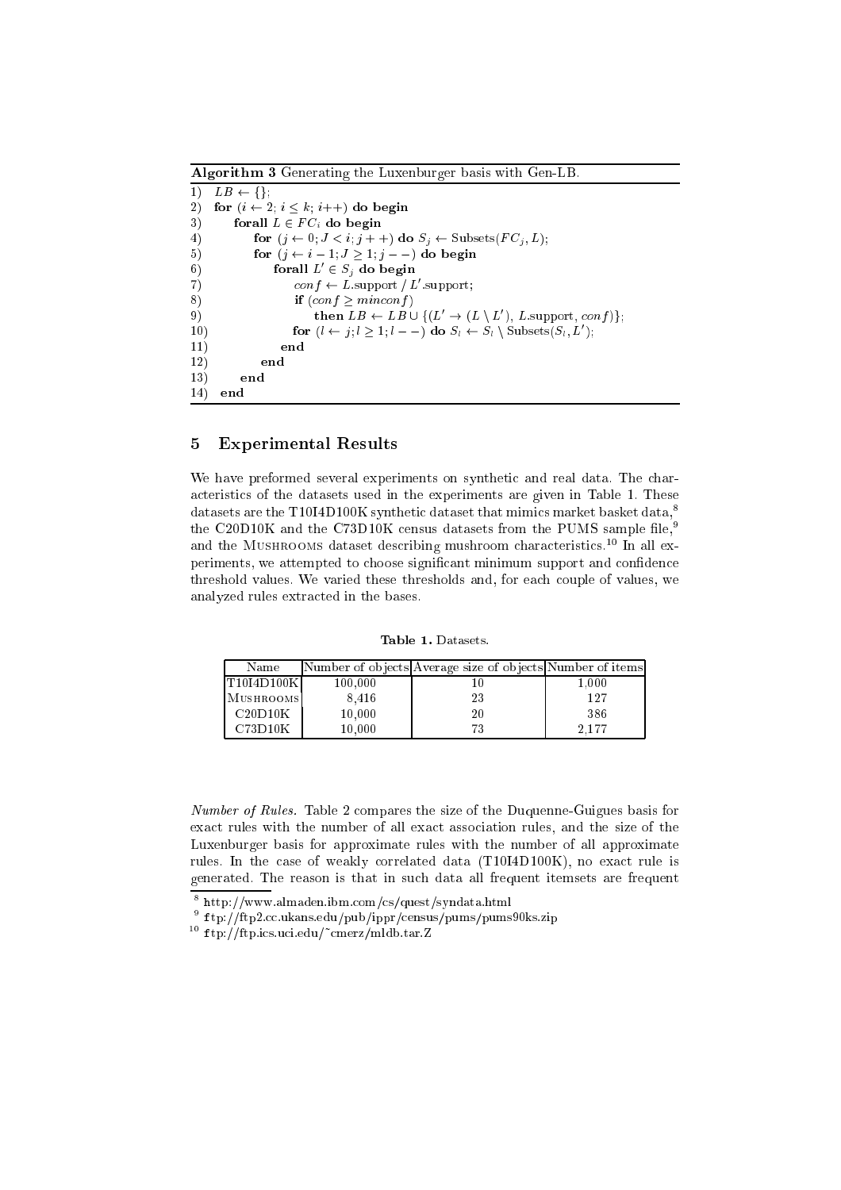**Algorithm 3** Generating the Luxenburger basis with Gen-LB.

```
1)  LB ← {};
2)  for (i ← 2; i ≤ k; i++) do begin
3)     forall L ∈ FC_i do begin
4)        for (j ← 0; J < i; j++) do S_j ← Subsets(FC_j, L);
5)        for (j ← i − 1; J ≥ 1; j−−) do begin
6)           forall L' ∈ S_j do begin
7)              conf ← L.support / L'.support;
8)              if (conf ≥ minconf)
9)                 then LB ← LB ∪ {(L' → (L \ L'), L.support, conf)};
10)             for (l ← j; l ≥ 1; l−−) do S_l ← S_l \ Subsets(S_l, L');
11)          end
12)       end
13)    end
14) end
```

## 5 Experimental Results

We have preformed several experiments on synthetic and real data. The characteristics of the datasets used in the experiments are given in Table 1. These datasets are the T10I4D100K synthetic dataset that mimics market basket data,[8] the C20D10K and the C73D10K census datasets from the PUMS sample file,[9] and the Mushrooms dataset describing mushroom characteristics.[10] In all experiments, we attempted to choose significant minimum support and confidence threshold values. We varied these thresholds and, for each couple of values, we analyzed rules extracted in the bases.

**Table 1.** Datasets.

| Name | Number of objects | Average size of objects | Number of items |
|---|---|---|---|
| T10I4D100K | 100,000 | 10 | 1,000 |
| Mushrooms | 8,416 | 23 | 127 |
| C20D10K | 10,000 | 20 | 386 |
| C73D10K | 10,000 | 73 | 2,177 |

*Number of Rules.* Table 2 compares the size of the Duquenne-Guigues basis for exact rules with the number of all exact association rules, and the size of the Luxenburger basis for approximate rules with the number of all approximate rules. In the case of weakly correlated data (T10I4D100K), no exact rule is generated. The reason is that in such data all frequent itemsets are frequent

[8] http://www.almaden.ibm.com/cs/quest/syndata.html

[9] ftp://ftp2.cc.ukans.edu/pub/ippr/census/pums/pums90ks.zip

[10] ftp://ftp.ics.uci.edu/~cmerz/mldb.tar.Z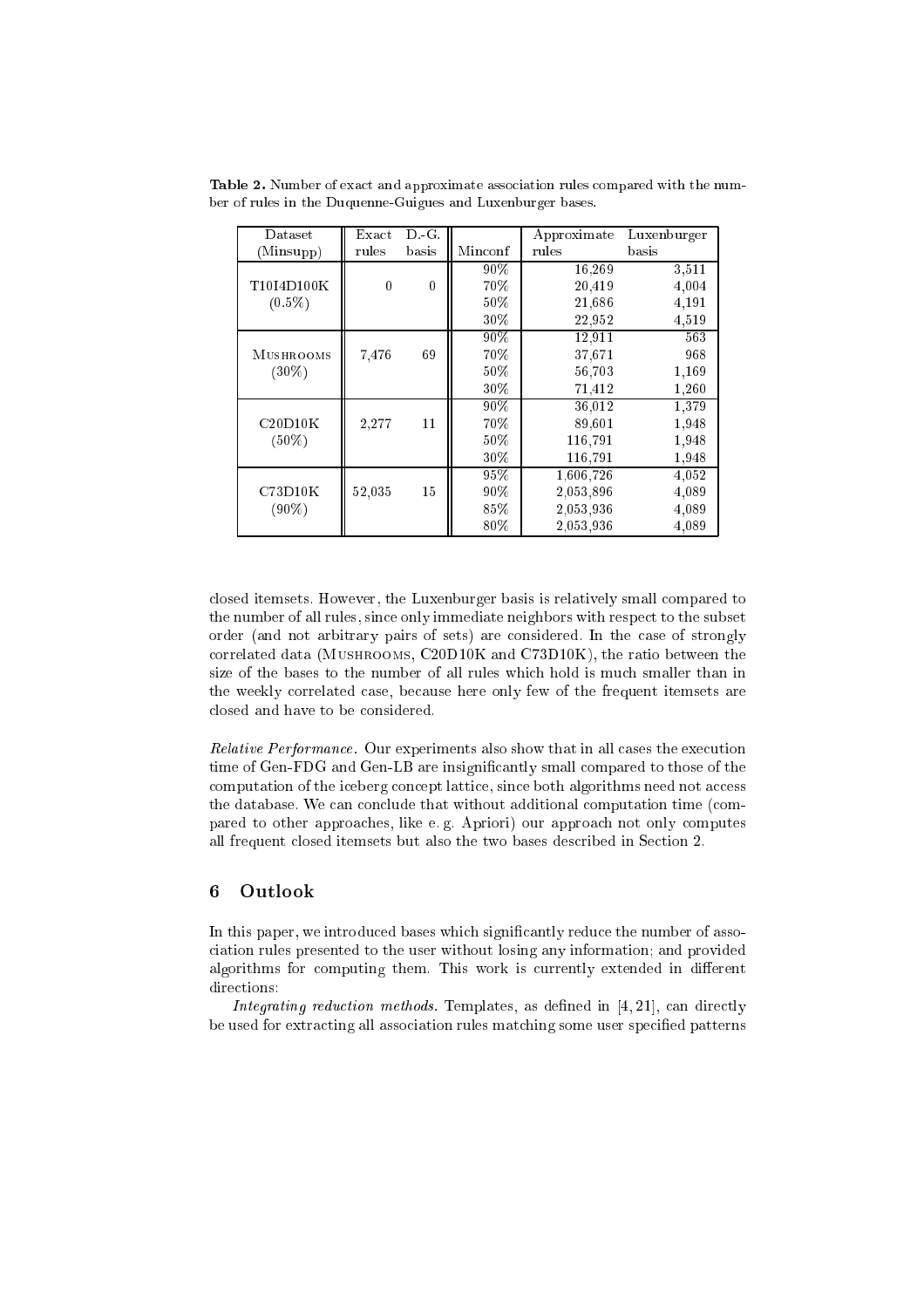**Table 2.** Number of exact and approximate association rules compared with the number of rules in the Duquenne-Guigues and Luxenburger bases.

| Dataset (Minsupp) | Exact rules | D.-G. basis | Minconf | Approximate rules | Luxenburger basis |
|---|---|---|---|---|---|
| T10I4D100K | 0 | 0 | 90% | 16,269 | 3,511 |
| (0.5%) | | | 70% | 20,419 | 4,004 |
| | | | 50% | 21,686 | 4,191 |
| | | | 30% | 22,952 | 4,519 |
| Mushrooms | 7,476 | 69 | 90% | 12,911 | 563 |
| (30%) | | | 70% | 37,671 | 968 |
| | | | 50% | 56,703 | 1,169 |
| | | | 30% | 71,412 | 1,260 |
| C20D10K | 2,277 | 11 | 90% | 36,012 | 1,379 |
| (50%) | | | 70% | 89,601 | 1,948 |
| | | | 50% | 116,791 | 1,948 |
| | | | 30% | 116,791 | 1,948 |
| C73D10K | 52,035 | 15 | 95% | 1,606,726 | 4,052 |
| (90%) | | | 90% | 2,053,896 | 4,089 |
| | | | 85% | 2,053,936 | 4,089 |
| | | | 80% | 2,053,936 | 4,089 |

closed itemsets. However, the Luxenburger basis is relatively small compared to the number of all rules, since only immediate neighbors with respect to the subset order (and not arbitrary pairs of sets) are considered. In the case of strongly correlated data (Mushrooms, C20D10K and C73D10K), the ratio between the size of the bases to the number of all rules which hold is much smaller than in the weekly correlated case, because here only few of the frequent itemsets are closed and have to be considered.

*Relative Performance.* Our experiments also show that in all cases the execution time of Gen-FDG and Gen-LB are insignificantly small compared to those of the computation of the iceberg concept lattice, since both algorithms need not access the database. We can conclude that without additional computation time (compared to other approaches, like e. g. Apriori) our approach not only computes all frequent closed itemsets but also the two bases described in Section 2.

## 6 Outlook

In this paper, we introduced bases which significantly reduce the number of association rules presented to the user without losing any information; and provided algorithms for computing them. This work is currently extended in different directions:

*Integrating reduction methods.* Templates, as defined in [4, 21], can directly be used for extracting all association rules matching some user specified patterns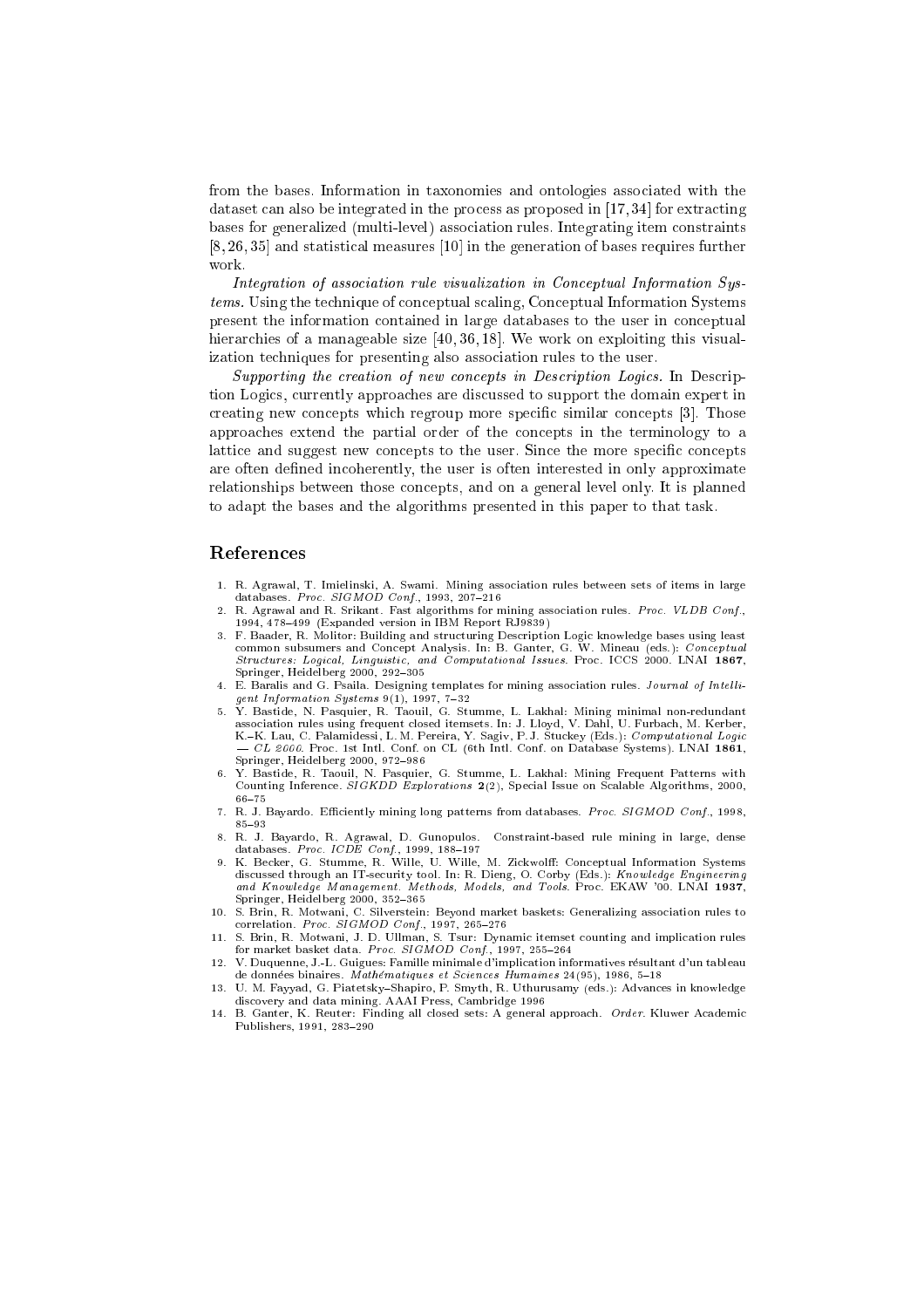from the bases. Information in taxonomies and ontologies associated with the dataset can also be integrated in the process as proposed in [17, 34] for extracting bases for generalized (multi-level) association rules. Integrating item constraints [8, 26, 35] and statistical measures [10] in the generation of bases requires further work.

*Integration of association rule visualization in Conceptual Information Systems.* Using the technique of conceptual scaling, Conceptual Information Systems present the information contained in large databases to the user in conceptual hierarchies of a manageable size [40, 36, 18]. We work on exploiting this visualization techniques for presenting also association rules to the user.

*Supporting the creation of new concepts in Description Logics.* In Description Logics, currently approaches are discussed to support the domain expert in creating new concepts which regroup more specific similar concepts [3]. Those approaches extend the partial order of the concepts in the terminology to a lattice and suggest new concepts to the user. Since the more specific concepts are often defined incoherently, the user is often interested in only approximate relationships between those concepts, and on a general level only. It is planned to adapt the bases and the algorithms presented in this paper to that task.

## References

1. R. Agrawal, T. Imielinski, A. Swami. Mining association rules between sets of items in large databases. *Proc. SIGMOD Conf.*, 1993, 207–216
2. R. Agrawal and R. Srikant. Fast algorithms for mining association rules. *Proc. VLDB Conf.*, 1994, 478–499 (Expanded version in IBM Report RJ9839)
3. F. Baader, R. Molitor: Building and structuring Description Logic knowledge bases using least common subsumers and Concept Analysis. In: B. Ganter, G. W. Mineau (eds.): *Conceptual Structures: Logical, Linguistic, and Computational Issues.* Proc. ICCS 2000. LNAI **1867**, Springer, Heidelberg 2000, 292–305
4. E. Baralis and G. Psaila. Designing templates for mining association rules. *Journal of Intelligent Information Systems* 9(1), 1997, 7–32
5. Y. Bastide, N. Pasquier, R. Taouil, G. Stumme, L. Lakhal: Mining minimal non-redundant association rules using frequent closed itemsets. In: J. Lloyd, V. Dahl, U. Furbach, M. Kerber, K.–K. Lau, C. Palamidessi, L. M. Pereira, Y. Sagiv, P. J. Stuckey (Eds.): *Computational Logic — CL 2000.* Proc. 1st Intl. Conf. on CL (6th Intl. Conf. on Database Systems). LNAI **1861**, Springer, Heidelberg 2000, 972–986
6. Y. Bastide, R. Taouil, N. Pasquier, G. Stumme, L. Lakhal: Mining Frequent Patterns with Counting Inference. *SIGKDD Explorations* **2**(2), Special Issue on Scalable Algorithms, 2000, 66–75
7. R. J. Bayardo. Efficiently mining long patterns from databases. *Proc. SIGMOD Conf.*, 1998, 85–93
8. R. J. Bayardo, R. Agrawal, D. Gunopulos. Constraint-based rule mining in large, dense databases. *Proc. ICDE Conf.*, 1999, 188–197
9. K. Becker, G. Stumme, R. Wille, U. Wille, M. Zickwolff: Conceptual Information Systems discussed through an IT-security tool. In: R. Dieng, O. Corby (Eds.): *Knowledge Engineering and Knowledge Management. Methods, Models, and Tools.* Proc. EKAW '00. LNAI **1937**, Springer, Heidelberg 2000, 352–365
10. S. Brin, R. Motwani, C. Silverstein: Beyond market baskets: Generalizing association rules to correlation. *Proc. SIGMOD Conf.*, 1997, 265–276
11. S. Brin, R. Motwani, J. D. Ullman, S. Tsur: Dynamic itemset counting and implication rules for market basket data. *Proc. SIGMOD Conf.*, 1997, 255–264
12. V. Duquenne, J.-L. Guigues: Famille minimale d'implication informatives résultant d'un tableau de données binaires. *Mathématiques et Sciences Humaines* 24(95), 1986, 5–18
13. U. M. Fayyad, G. Piatetsky–Shapiro, P. Smyth, R. Uthurusamy (eds.): Advances in knowledge discovery and data mining. AAAI Press, Cambridge 1996
14. B. Ganter, K. Reuter: Finding all closed sets: A general approach. *Order.* Kluwer Academic Publishers, 1991, 283–290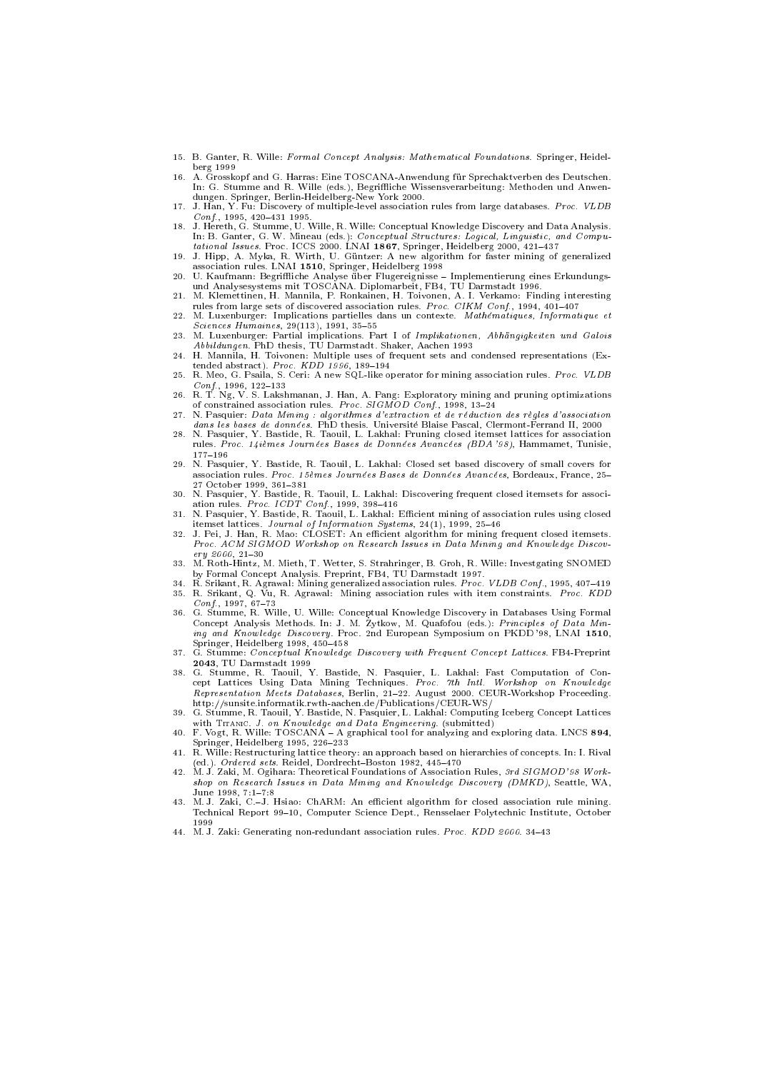15. B. Ganter, R. Wille: *Formal Concept Analysis: Mathematical Foundations.* Springer, Heidelberg 1999
16. A. Grosskopf and G. Harras: Eine TOSCANA-Anwendung für Sprechaktverben des Deutschen. In: G. Stumme and R. Wille (eds.), Begriffliche Wissensverarbeitung: Methoden und Anwendungen. Springer, Berlin-Heidelberg-New York 2000.
17. J. Han, Y. Fu: Discovery of multiple-level association rules from large databases. *Proc. VLDB Conf.*, 1995, 420–431 1995.
18. J. Hereth, G. Stumme, U. Wille, R. Wille: Conceptual Knowledge Discovery and Data Analysis. In: B. Ganter, G. W. Mineau (eds.): *Conceptual Structures: Logical, Linguistic, and Computational Issues.* Proc. ICCS 2000. LNAI **1867**, Springer, Heidelberg 2000, 421–437
19. J. Hipp, A. Myka, R. Wirth, U. Güntzer: A new algorithm for faster mining of generalized association rules. LNAI **1510**, Springer, Heidelberg 1998
20. U. Kaufmann: Begriffliche Analyse über Flugereignisse – Implementierung eines Erkundungs- und Analysesystems mit TOSCANA. Diplomarbeit, FB4, TU Darmstadt 1996.
21. M. Klemettinen, H. Mannila, P. Ronkainen, H. Toivonen, A. I. Verkamo: Finding interesting rules from large sets of discovered association rules. *Proc. CIKM Conf.*, 1994, 401–407
22. M. Luxenburger: Implications partielles dans un contexte. *Mathématiques, Informatique et Sciences Humaines*, 29(113), 1991, 35–55
23. M. Luxenburger: Partial implications. Part I of *Implikationen, Abhängigkeiten und Galois Abbildungen.* PhD thesis, TU Darmstadt. Shaker, Aachen 1993
24. H. Mannila, H. Toivonen: Multiple uses of frequent sets and condensed representations (Extended abstract). *Proc. KDD 1996*, 189–194
25. R. Meo, G. Psaila, S. Ceri: A new SQL-like operator for mining association rules. *Proc. VLDB Conf.*, 1996, 122–133
26. R. T. Ng, V. S. Lakshmanan, J. Han, A. Pang: Exploratory mining and pruning optimizations of constrained association rules. *Proc. SIGMOD Conf.*, 1998, 13–24
27. N. Pasquier: *Data Mining : algorithmes d'extraction et de réduction des règles d'association dans les bases de données.* PhD thesis. Université Blaise Pascal, Clermont-Ferrand II, 2000
28. N. Pasquier, Y. Bastide, R. Taouil, L. Lakhal: Pruning closed itemset lattices for association rules. *Proc. 14ièmes Journées Bases de Données Avancées (BDA'98)*, Hammamet, Tunisie, 177–196
29. N. Pasquier, Y. Bastide, R. Taouil, L. Lakhal: Closed set based discovery of small covers for association rules. *Proc. 15èmes Journées Bases de Données Avancées*, Bordeaux, France, 25–27 October 1999, 361–381
30. N. Pasquier, Y. Bastide, R. Taouil, L. Lakhal: Discovering frequent closed itemsets for association rules. *Proc. ICDT Conf.*, 1999, 398–416
31. N. Pasquier, Y. Bastide, R. Taouil, L. Lakhal: Efficient mining of association rules using closed itemset lattices. *Journal of Information Systems*, 24(1), 1999, 25–46
32. J. Pei, J. Han, R. Mao: CLOSET: An efficient algorithm for mining frequent closed itemsets. *Proc. ACM SIGMOD Workshop on Research Issues in Data Mining and Knowledge Discovery 2000*, 21–30
33. M. Roth-Hintz, M. Mieth, T. Wetter, S. Strahringer, B. Groh, R. Wille: Investgating SNOMED by Formal Concept Analysis. Preprint, FB4, TU Darmstadt 1997.
34. R. Srikant, R. Agrawal: Mining generalized association rules. *Proc. VLDB Conf.*, 1995, 407–419
35. R. Srikant, Q. Vu, R. Agrawal: Mining association rules with item constraints. *Proc. KDD Conf.*, 1997, 67–73
36. G. Stumme, R. Wille, U. Wille: Conceptual Knowledge Discovery in Databases Using Formal Concept Analysis Methods. In: J. M. Żytkow, M. Quafofou (eds.): *Principles of Data Mining and Knowledge Discovery.* Proc. 2nd European Symposium on PKDD'98, LNAI **1510**, Springer, Heidelberg 1998, 450–458
37. G. Stumme: *Conceptual Knowledge Discovery with Frequent Concept Lattices.* FB4-Preprint **2043**, TU Darmstadt 1999
38. G. Stumme, R. Taouil, Y. Bastide, N. Pasquier, L. Lakhal: Fast Computation of Concept Lattices Using Data Mining Techniques. *Proc. 7th Intl. Workshop on Knowledge Representation Meets Databases*, Berlin, 21–22. August 2000. CEUR-Workshop Proceeding. http://sunsite.informatik.rwth-aachen.de/Publications/CEUR-WS/
39. G. Stumme, R. Taouil, Y. Bastide, N. Pasquier, L. Lakhal: Computing Iceberg Concept Lattices with Titanic. *J. on Knowledge and Data Engineering.* (submitted)
40. F. Vogt, R. Wille: TOSCANA – A graphical tool for analyzing and exploring data. LNCS **894**, Springer, Heidelberg 1995, 226–233
41. R. Wille: Restructuring lattice theory: an approach based on hierarchies of concepts. In: I. Rival (ed.). *Ordered sets.* Reidel, Dordrecht–Boston 1982, 445–470
42. M. J. Zaki, M. Ogihara: Theoretical Foundations of Association Rules, *3rd SIGMOD'98 Workshop on Research Issues in Data Mining and Knowledge Discovery (DMKD)*, Seattle, WA, June 1998, 7:1–7:8
43. M. J. Zaki, C.–J. Hsiao: ChARM: An efficient algorithm for closed association rule mining. Technical Report 99–10, Computer Science Dept., Rensselaer Polytechnic Institute, October 1999
44. M. J. Zaki: Generating non-redundant association rules. *Proc. KDD 2000.* 34–43